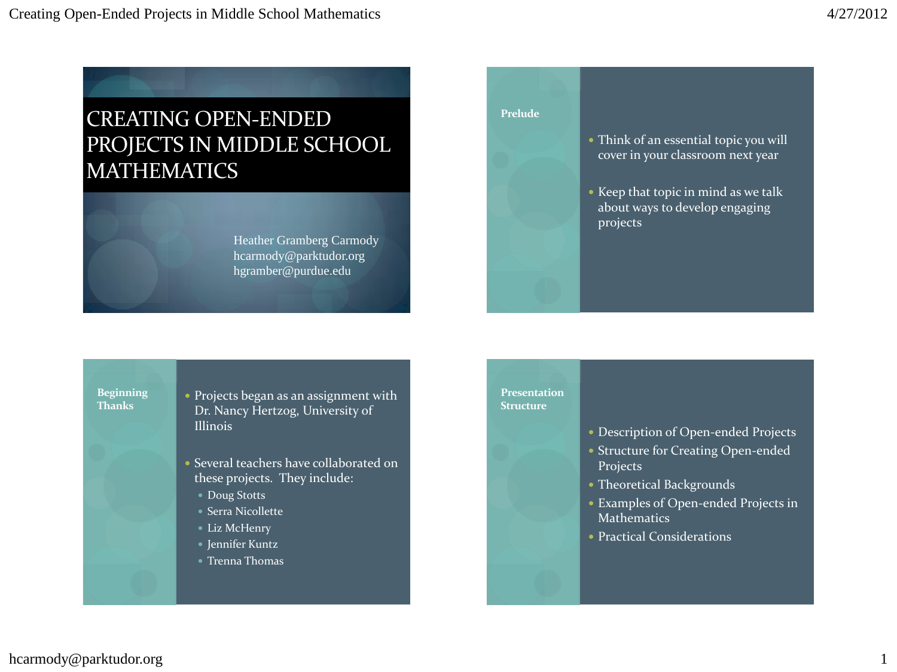# CREATING OPEN-ENDED PROJECTS IN MIDDLE SCHOOL MATHEMATICS

Heather Gramberg Carmody
hcarmody@parktudor.org
hgramber@purdue.edu

## Prelude

- Think of an essential topic you will cover in your classroom next year
- Keep that topic in mind as we talk about ways to develop engaging projects

## Beginning Thanks

- Projects began as an assignment with Dr. Nancy Hertzog, University of Illinois
- Several teachers have collaborated on these projects. They include:
  - Doug Stotts
  - Serra Nicollette
  - Liz McHenry
  - Jennifer Kuntz
  - Trenna Thomas

## Presentation Structure

- Description of Open-ended Projects
- Structure for Creating Open-ended Projects
- Theoretical Backgrounds
- Examples of Open-ended Projects in Mathematics
- Practical Considerations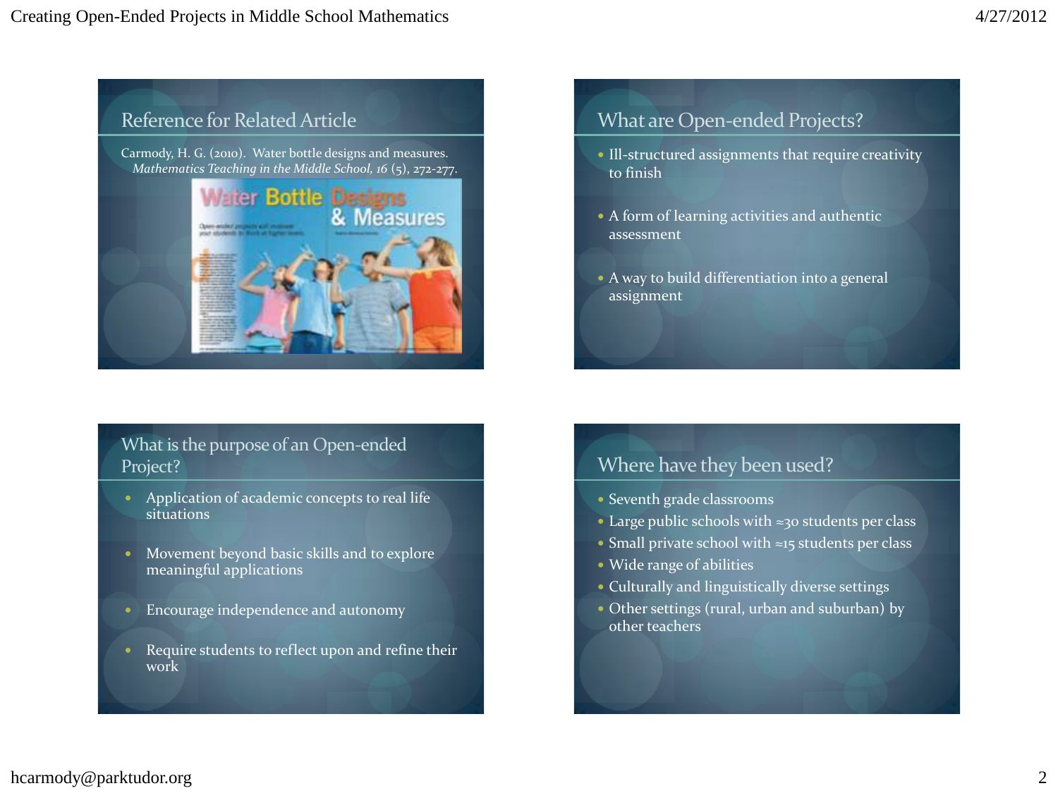## Reference for Related Article

Carmody, H. G. (2010). Water bottle designs and measures. *Mathematics Teaching in the Middle School, 16* (5), 272-277.

## What are Open-ended Projects?

- Ill-structured assignments that require creativity to finish
- A form of learning activities and authentic assessment
- A way to build differentiation into a general assignment

## What is the purpose of an Open-ended Project?

- Application of academic concepts to real life situations
- Movement beyond basic skills and to explore meaningful applications
- Encourage independence and autonomy
- Require students to reflect upon and refine their work

## Where have they been used?

- Seventh grade classrooms
- Large public schools with ≈30 students per class
- Small private school with ≈15 students per class
- Wide range of abilities
- Culturally and linguistically diverse settings
- Other settings (rural, urban and suburban) by other teachers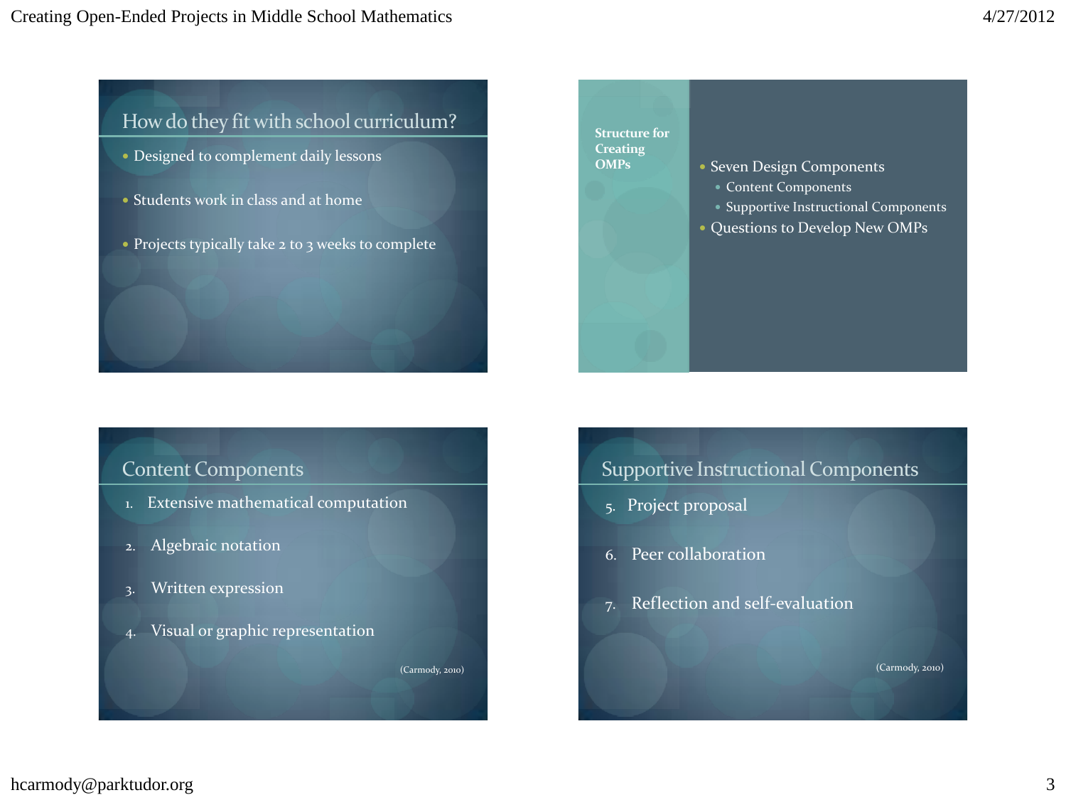## How do they fit with school curriculum?

- Designed to complement daily lessons
- Students work in class and at home
- Projects typically take 2 to 3 weeks to complete

## Structure for Creating OMPs

- Seven Design Components
  - Content Components
  - Supportive Instructional Components
- Questions to Develop New OMPs

## Content Components

1. Extensive mathematical computation
2. Algebraic notation
3. Written expression
4. Visual or graphic representation

(Carmody, 2010)

## Supportive Instructional Components

5. Project proposal
6. Peer collaboration
7. Reflection and self-evaluation

(Carmody, 2010)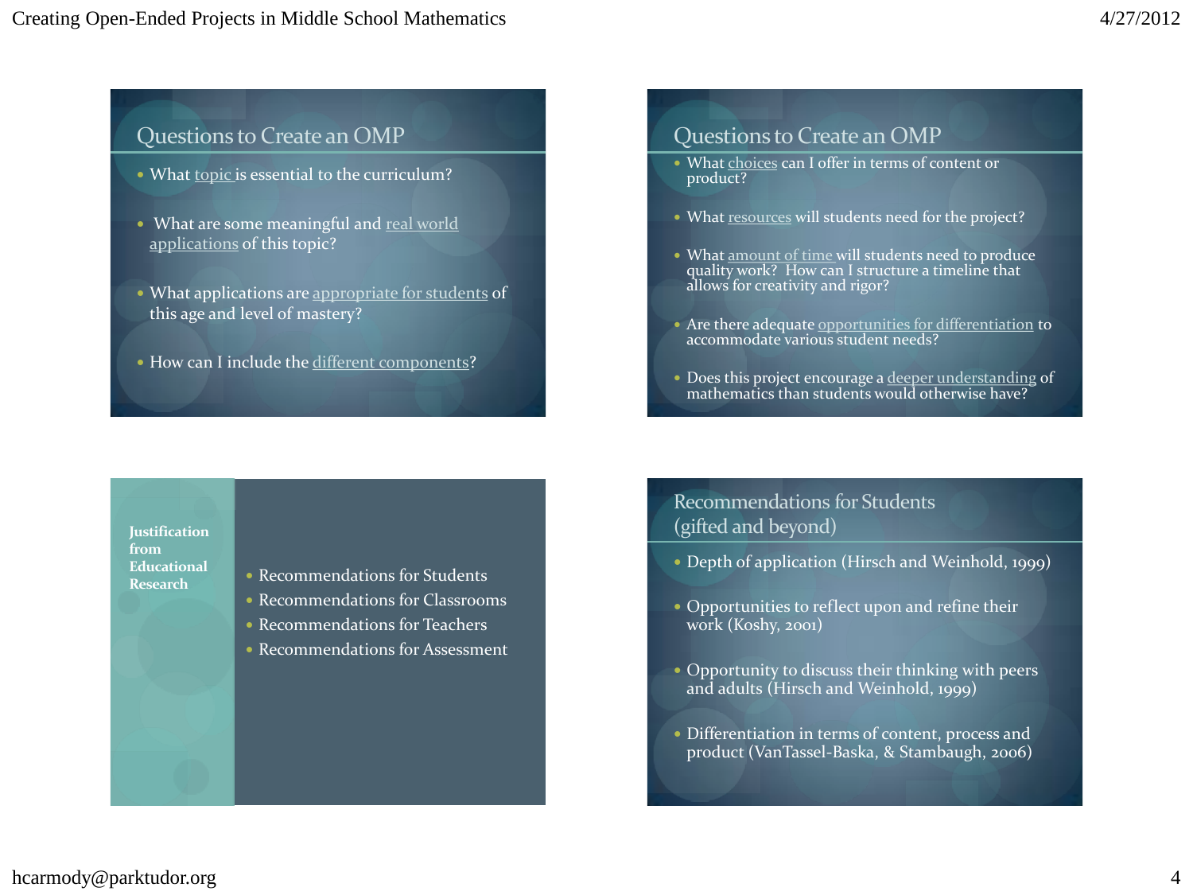## Questions to Create an OMP

- What topic is essential to the curriculum?
- What are some meaningful and real world applications of this topic?
- What applications are appropriate for students of this age and level of mastery?
- How can I include the different components?

## Questions to Create an OMP

- What choices can I offer in terms of content or product?
- What resources will students need for the project?
- What amount of time will students need to produce quality work? How can I structure a timeline that allows for creativity and rigor?
- Are there adequate opportunities for differentiation to accommodate various student needs?
- Does this project encourage a deeper understanding of mathematics than students would otherwise have?

## Justification from Educational Research

- Recommendations for Students
- Recommendations for Classrooms
- Recommendations for Teachers
- Recommendations for Assessment

## Recommendations for Students (gifted and beyond)

- Depth of application (Hirsch and Weinhold, 1999)
- Opportunities to reflect upon and refine their work (Koshy, 2001)
- Opportunity to discuss their thinking with peers and adults (Hirsch and Weinhold, 1999)
- Differentiation in terms of content, process and product (VanTassel-Baska, & Stambaugh, 2006)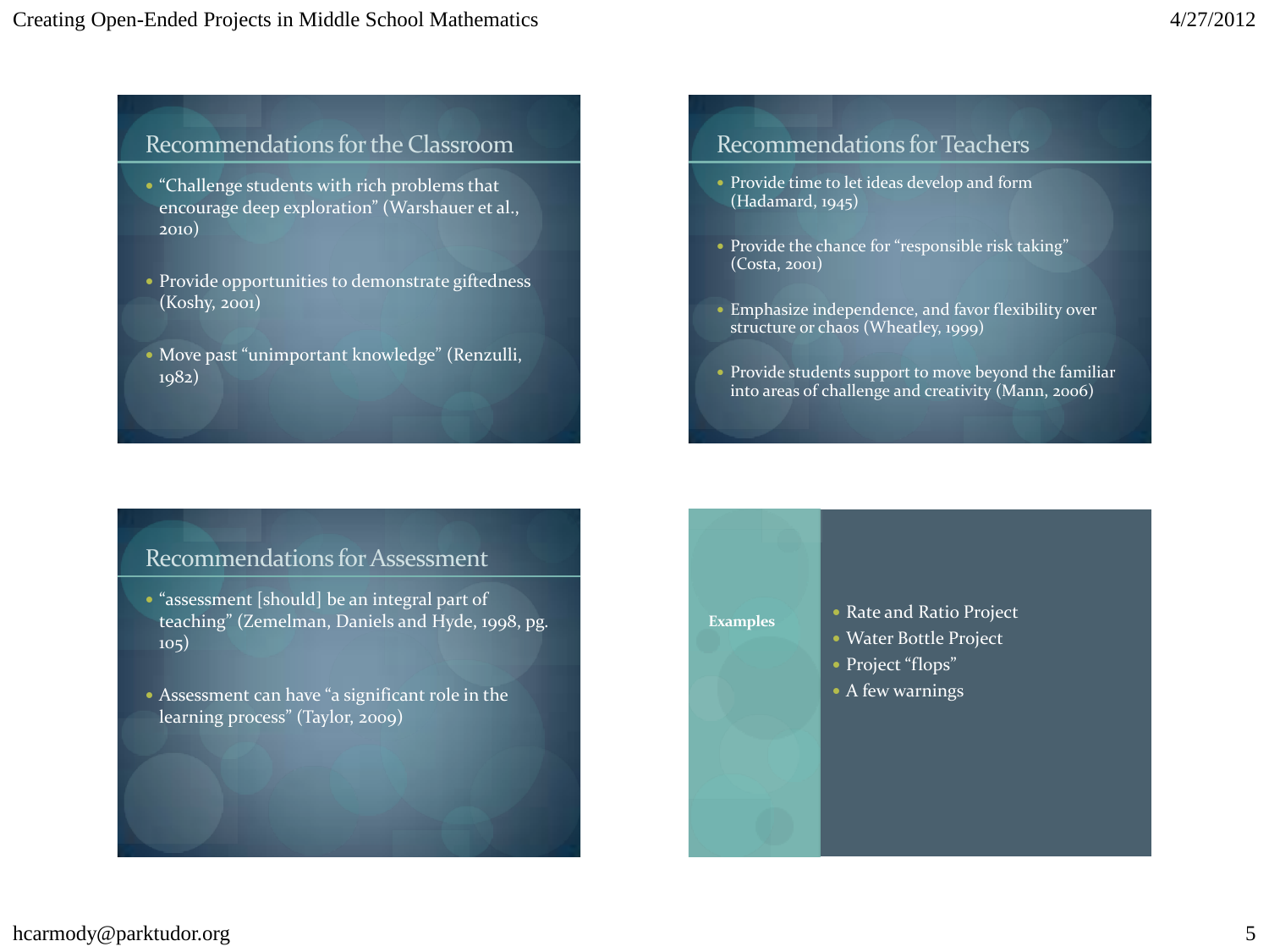## Recommendations for the Classroom

- "Challenge students with rich problems that encourage deep exploration" (Warshauer et al., 2010)
- Provide opportunities to demonstrate giftedness (Koshy, 2001)
- Move past "unimportant knowledge" (Renzulli, 1982)

## Recommendations for Teachers

- Provide time to let ideas develop and form (Hadamard, 1945)
- Provide the chance for "responsible risk taking" (Costa, 2001)
- Emphasize independence, and favor flexibility over structure or chaos (Wheatley, 1999)
- Provide students support to move beyond the familiar into areas of challenge and creativity (Mann, 2006)

## Recommendations for Assessment

- "assessment [should] be an integral part of teaching" (Zemelman, Daniels and Hyde, 1998, pg. 105)
- Assessment can have "a significant role in the learning process" (Taylor, 2009)

## Examples

- Rate and Ratio Project
- Water Bottle Project
- Project "flops"
- A few warnings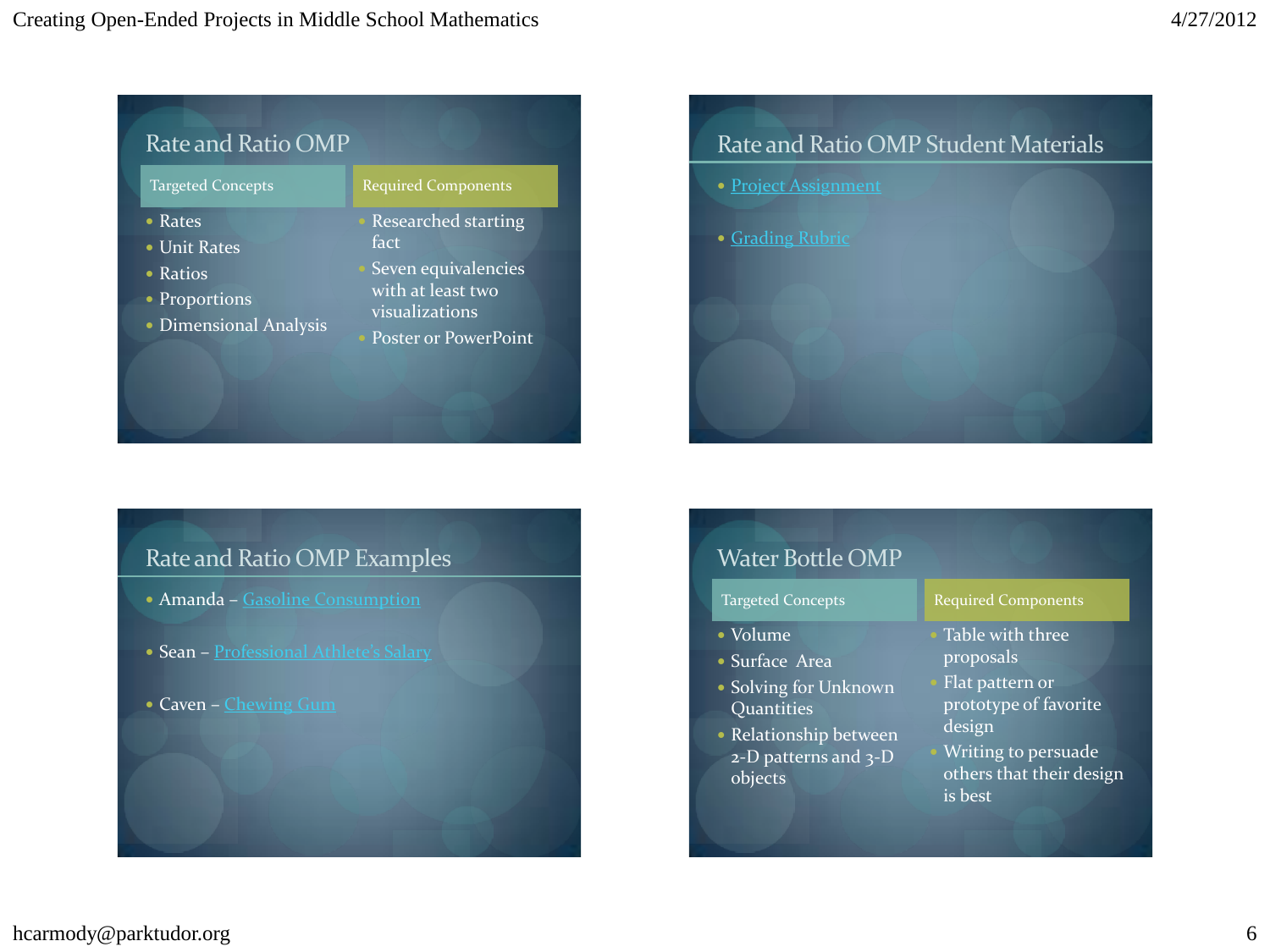## Rate and Ratio OMP

| Targeted Concepts | Required Components |
| --- | --- |
| Rates | Researched starting fact |
| Unit Rates | Seven equivalencies with at least two visualizations |
| Ratios | Poster or PowerPoint |
| Proportions | |
| Dimensional Analysis | |

## Rate and Ratio OMP Student Materials

- Project Assignment
- Grading Rubric

## Rate and Ratio OMP Examples

- Amanda – Gasoline Consumption
- Sean – Professional Athlete's Salary
- Caven – Chewing Gum

## Water Bottle OMP

| Targeted Concepts | Required Components |
| --- | --- |
| Volume | Table with three proposals |
| Surface Area | Flat pattern or prototype of favorite design |
| Solving for Unknown Quantities | Writing to persuade others that their design is best |
| Relationship between 2-D patterns and 3-D objects | |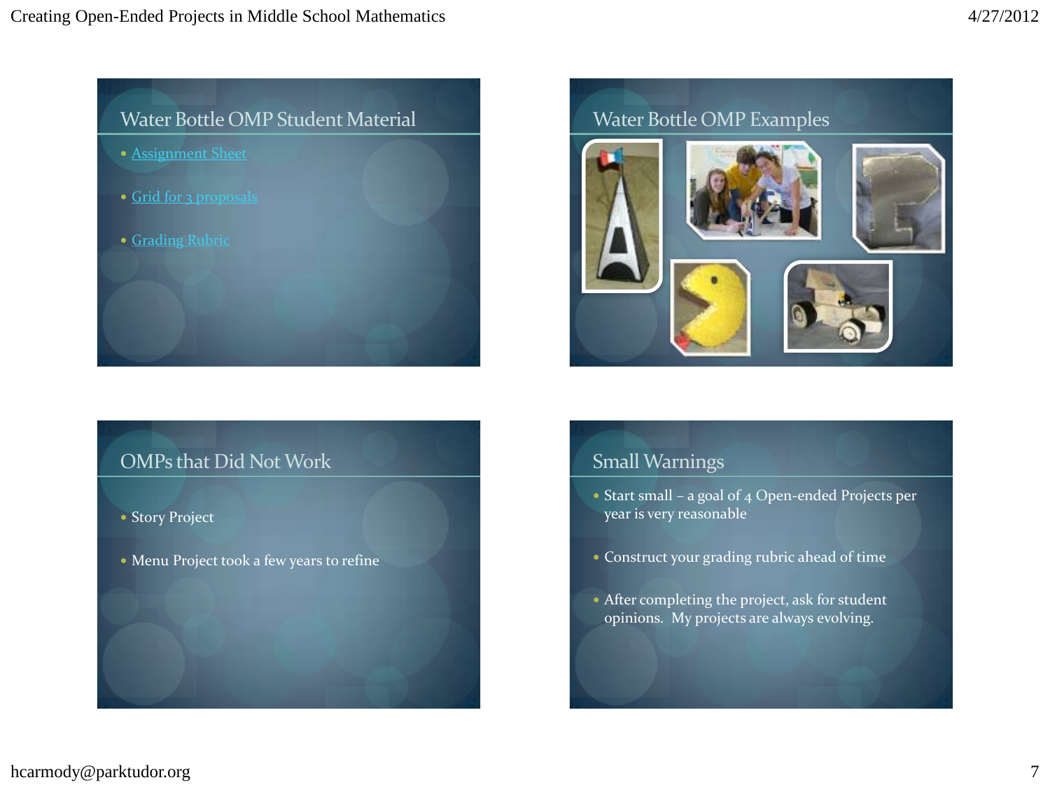## Water Bottle OMP Student Material

- Assignment Sheet
- Grid for 3 proposals
- Grading Rubric

## Water Bottle OMP Examples

## OMPs that Did Not Work

- Story Project
- Menu Project took a few years to refine

## Small Warnings

- Start small – a goal of 4 Open-ended Projects per year is very reasonable
- Construct your grading rubric ahead of time
- After completing the project, ask for student opinions. My projects are always evolving.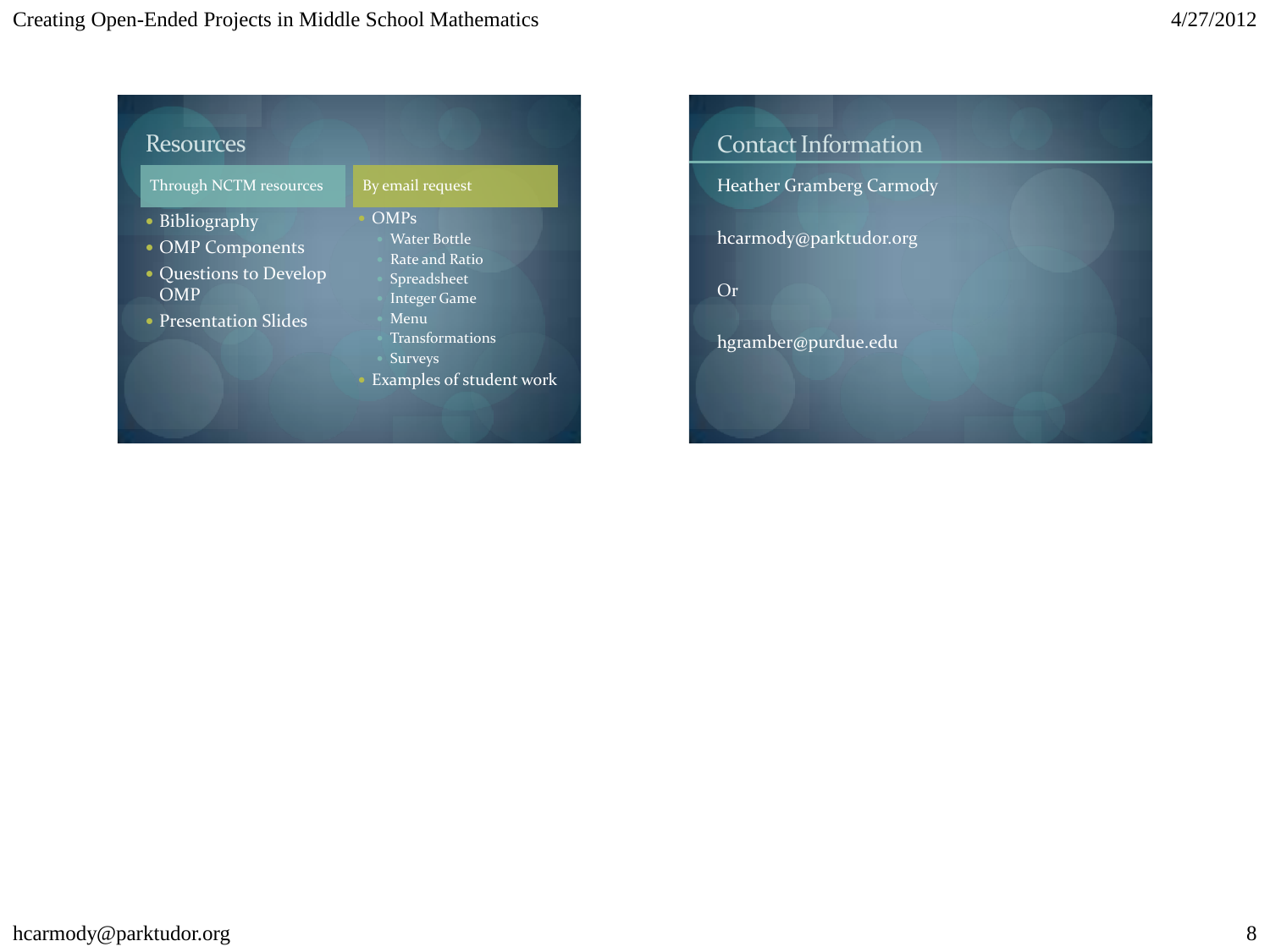## Resources

**Through NCTM resources**

- Bibliography
- OMP Components
- Questions to Develop OMP
- Presentation Slides

**By email request**

- OMPs
  - Water Bottle
  - Rate and Ratio
  - Spreadsheet
  - Integer Game
  - Menu
  - Transformations
  - Surveys
- Examples of student work

## Contact Information

Heather Gramberg Carmody

hcarmody@parktudor.org

Or

hgramber@purdue.edu